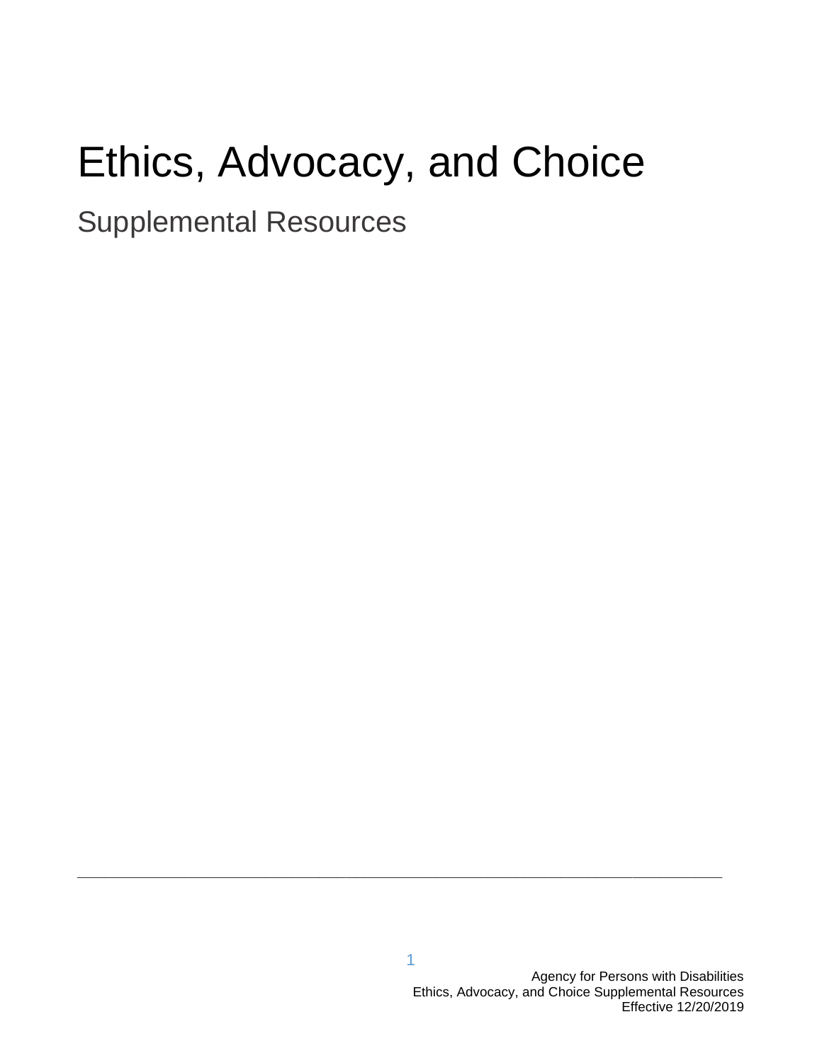# Ethics, Advocacy, and Choice

## Supplemental Resources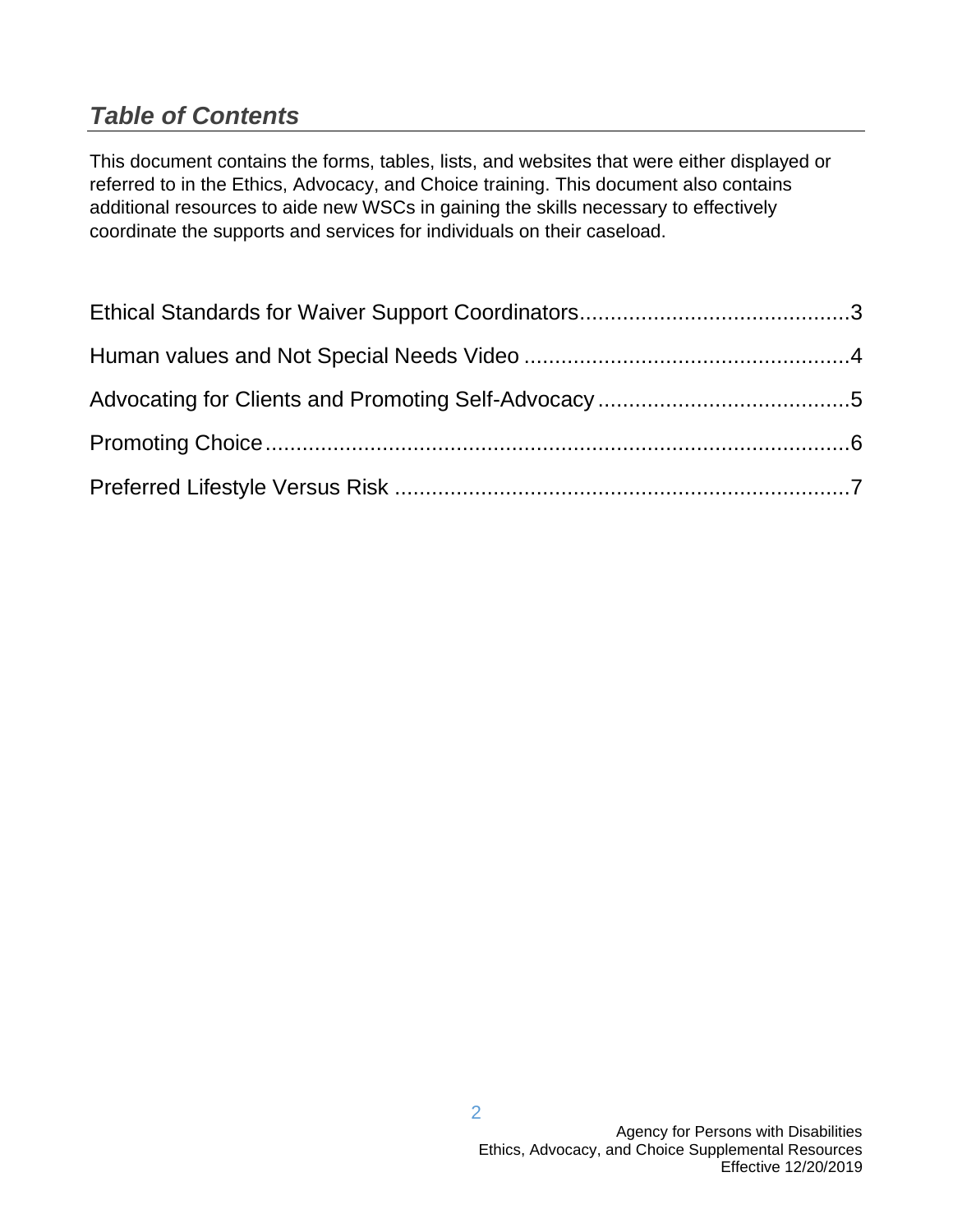## *Table of Contents*

This document contains the forms, tables, lists, and websites that were either displayed or referred to in the Ethics, Advocacy, and Choice training. This document also contains additional resources to aide new WSCs in gaining the skills necessary to effectively coordinate the supports and services for individuals on their caseload.

Ethical Standards for Waiver Support Coordinators............................................3

Human values and Not Special Needs Video .....................................................4

Advocating for Clients and Promoting Self-Advocacy .........................................5

Promoting Choice..................................................................................................6

Preferred Lifestyle Versus Risk ...........................................................................7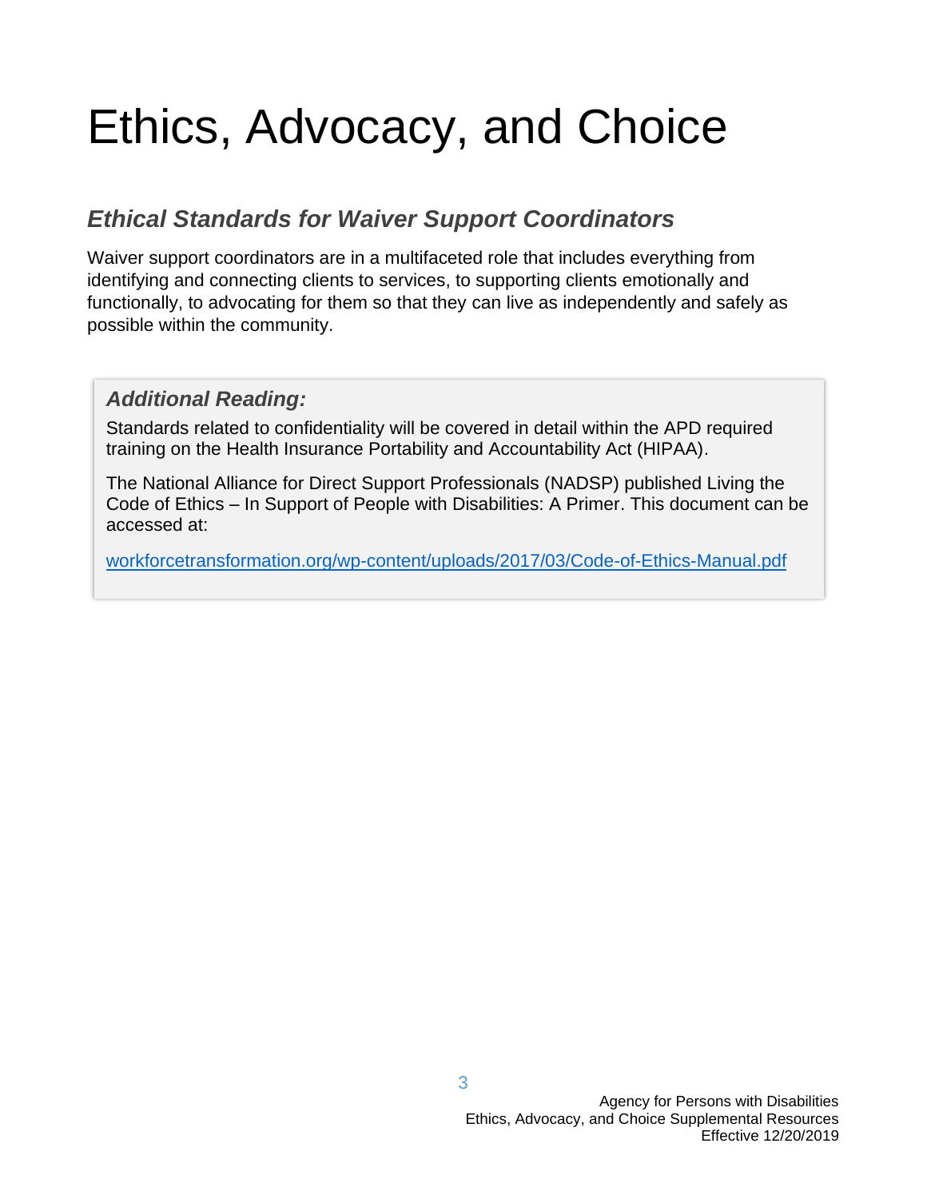# Ethics, Advocacy, and Choice

## *Ethical Standards for Waiver Support Coordinators*

Waiver support coordinators are in a multifaceted role that includes everything from identifying and connecting clients to services, to supporting clients emotionally and functionally, to advocating for them so that they can live as independently and safely as possible within the community.

> ***Additional Reading:***
>
> Standards related to confidentiality will be covered in detail within the APD required training on the Health Insurance Portability and Accountability Act (HIPAA).
>
> The National Alliance for Direct Support Professionals (NADSP) published Living the Code of Ethics – In Support of People with Disabilities: A Primer. This document can be accessed at:
>
> [workforcetransformation.org/wp-content/uploads/2017/03/Code-of-Ethics-Manual.pdf](https://workforcetransformation.org/wp-content/uploads/2017/03/Code-of-Ethics-Manual.pdf)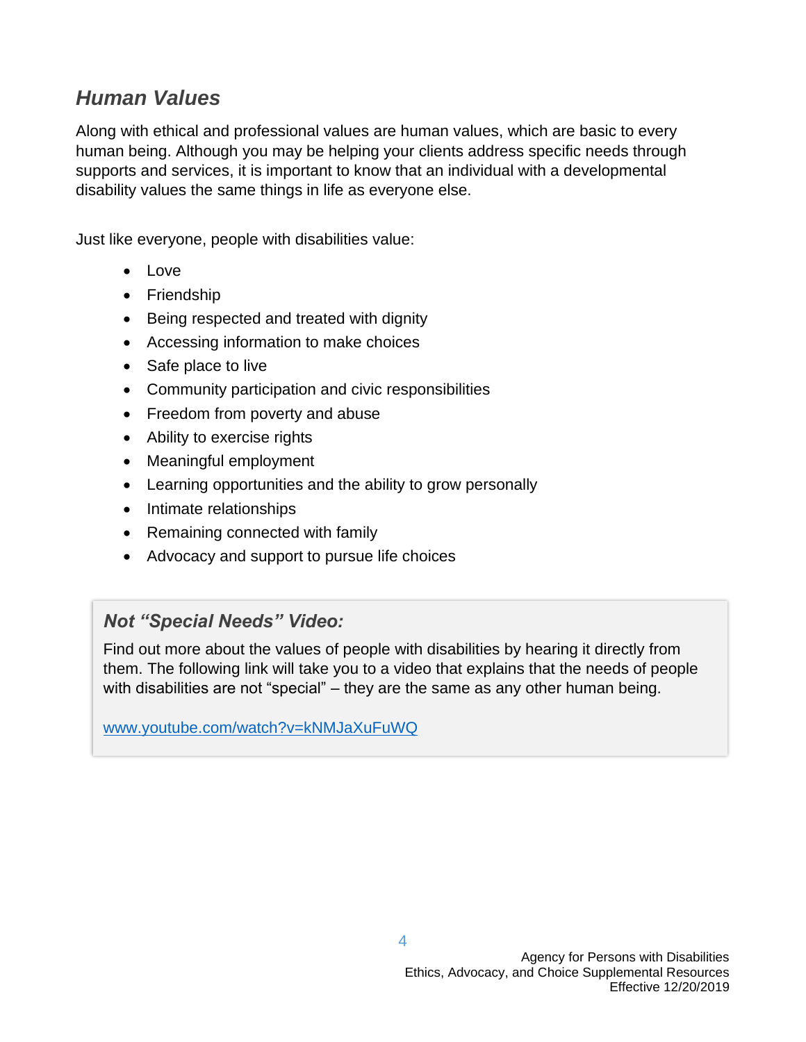## *Human Values*

Along with ethical and professional values are human values, which are basic to every human being. Although you may be helping your clients address specific needs through supports and services, it is important to know that an individual with a developmental disability values the same things in life as everyone else.

Just like everyone, people with disabilities value:

- Love
- Friendship
- Being respected and treated with dignity
- Accessing information to make choices
- Safe place to live
- Community participation and civic responsibilities
- Freedom from poverty and abuse
- Ability to exercise rights
- Meaningful employment
- Learning opportunities and the ability to grow personally
- Intimate relationships
- Remaining connected with family
- Advocacy and support to pursue life choices

### *Not "Special Needs" Video:*

Find out more about the values of people with disabilities by hearing it directly from them. The following link will take you to a video that explains that the needs of people with disabilities are not "special" – they are the same as any other human being.

[www.youtube.com/watch?v=kNMJaXuFuWQ](https://www.youtube.com/watch?v=kNMJaXuFuWQ)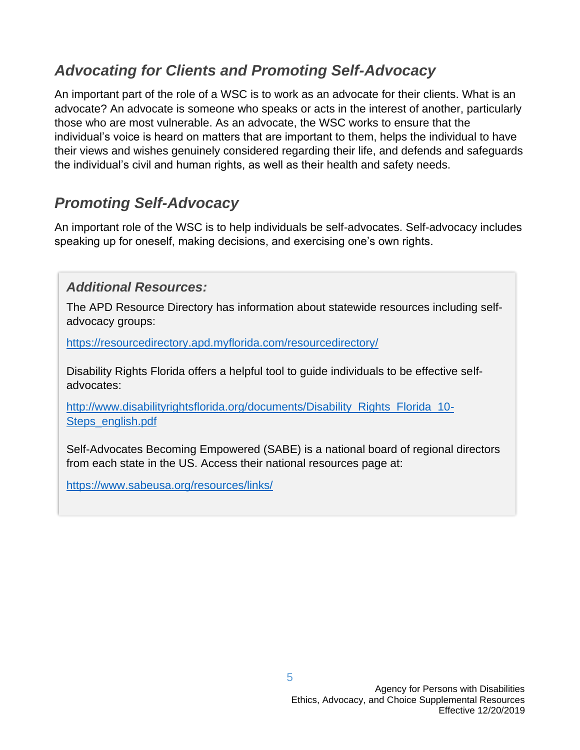## *Advocating for Clients and Promoting Self-Advocacy*

An important part of the role of a WSC is to work as an advocate for their clients. What is an advocate? An advocate is someone who speaks or acts in the interest of another, particularly those who are most vulnerable. As an advocate, the WSC works to ensure that the individual's voice is heard on matters that are important to them, helps the individual to have their views and wishes genuinely considered regarding their life, and defends and safeguards the individual's civil and human rights, as well as their health and safety needs.

## *Promoting Self-Advocacy*

An important role of the WSC is to help individuals be self-advocates. Self-advocacy includes speaking up for oneself, making decisions, and exercising one's own rights.

### *Additional Resources:*

The APD Resource Directory has information about statewide resources including self-advocacy groups:

https://resourcedirectory.apd.myflorida.com/resourcedirectory/

Disability Rights Florida offers a helpful tool to guide individuals to be effective self-advocates:

http://www.disabilityrightsflorida.org/documents/Disability_Rights_Florida_10-Steps_english.pdf

Self-Advocates Becoming Empowered (SABE) is a national board of regional directors from each state in the US. Access their national resources page at:

https://www.sabeusa.org/resources/links/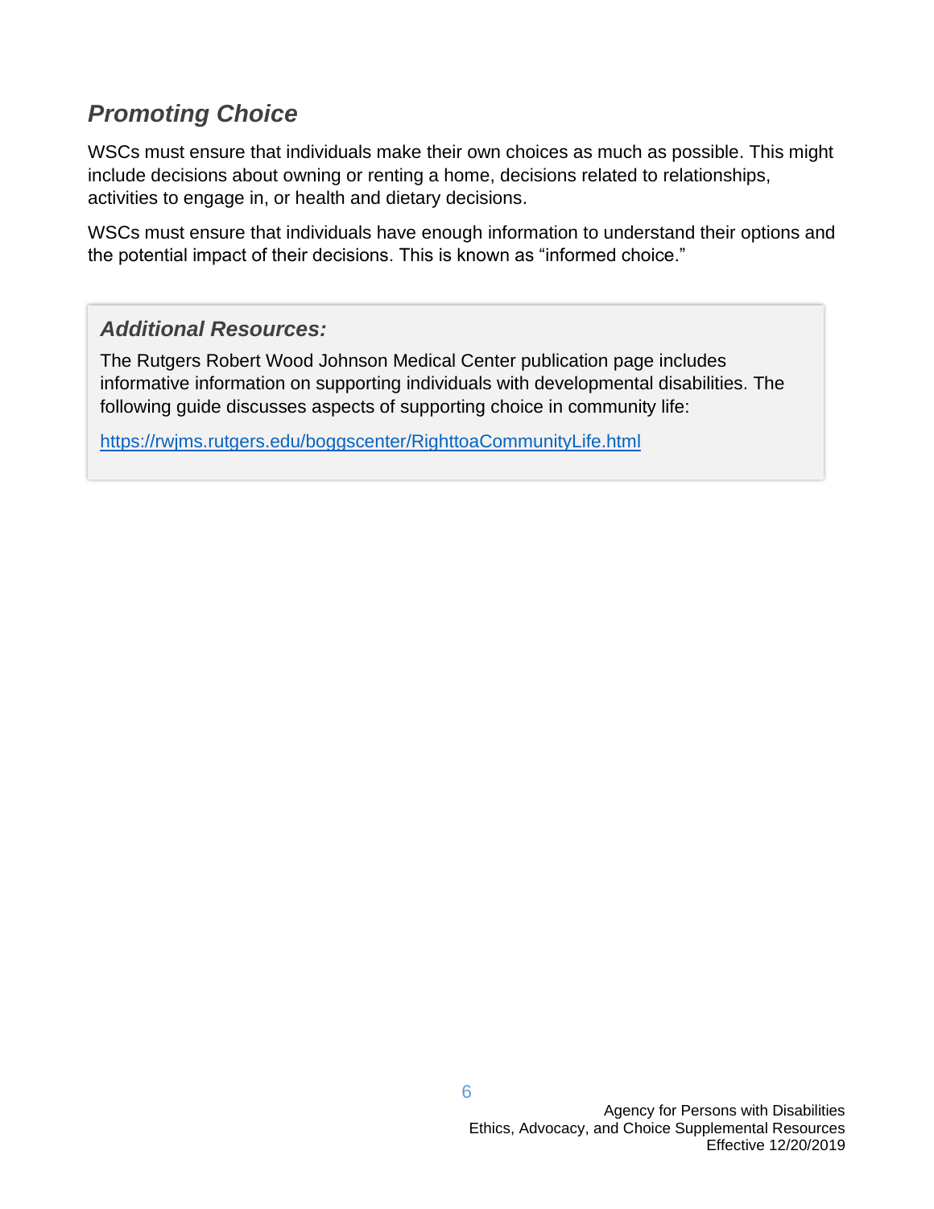## *Promoting Choice*

WSCs must ensure that individuals make their own choices as much as possible. This might include decisions about owning or renting a home, decisions related to relationships, activities to engage in, or health and dietary decisions.

WSCs must ensure that individuals have enough information to understand their options and the potential impact of their decisions. This is known as "informed choice."

> ### *Additional Resources:*
>
> The Rutgers Robert Wood Johnson Medical Center publication page includes informative information on supporting individuals with developmental disabilities. The following guide discusses aspects of supporting choice in community life:
>
> https://rwjms.rutgers.edu/boggscenter/RighttoaCommunityLife.html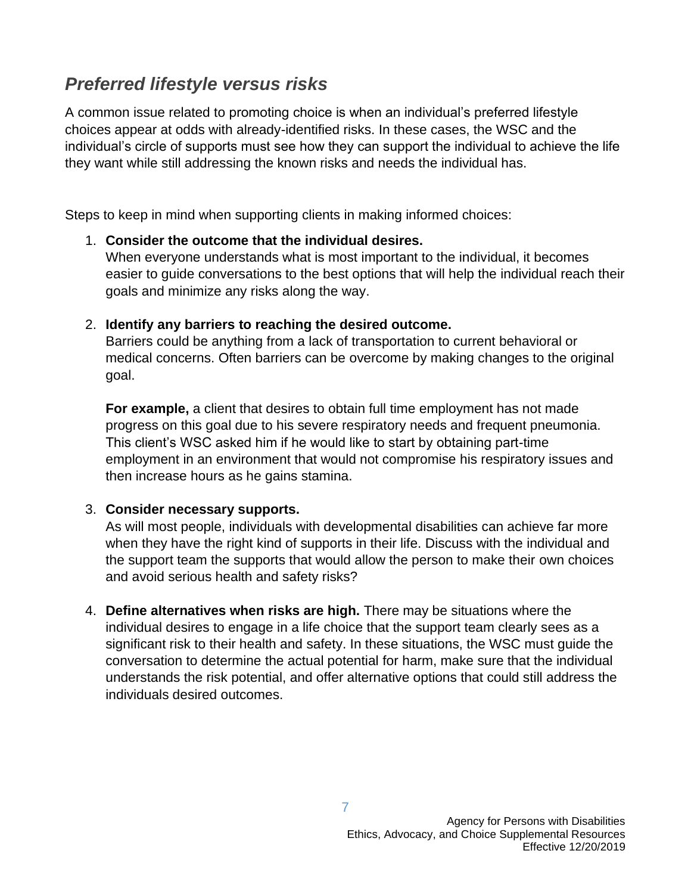## *Preferred lifestyle versus risks*

A common issue related to promoting choice is when an individual's preferred lifestyle choices appear at odds with already-identified risks. In these cases, the WSC and the individual's circle of supports must see how they can support the individual to achieve the life they want while still addressing the known risks and needs the individual has.

Steps to keep in mind when supporting clients in making informed choices:

1. **Consider the outcome that the individual desires.**
   When everyone understands what is most important to the individual, it becomes easier to guide conversations to the best options that will help the individual reach their goals and minimize any risks along the way.

2. **Identify any barriers to reaching the desired outcome.**
   Barriers could be anything from a lack of transportation to current behavioral or medical concerns. Often barriers can be overcome by making changes to the original goal.

   **For example,** a client that desires to obtain full time employment has not made progress on this goal due to his severe respiratory needs and frequent pneumonia. This client's WSC asked him if he would like to start by obtaining part-time employment in an environment that would not compromise his respiratory issues and then increase hours as he gains stamina.

3. **Consider necessary supports.**
   As will most people, individuals with developmental disabilities can achieve far more when they have the right kind of supports in their life. Discuss with the individual and the support team the supports that would allow the person to make their own choices and avoid serious health and safety risks?

4. **Define alternatives when risks are high.** There may be situations where the individual desires to engage in a life choice that the support team clearly sees as a significant risk to their health and safety. In these situations, the WSC must guide the conversation to determine the actual potential for harm, make sure that the individual understands the risk potential, and offer alternative options that could still address the individuals desired outcomes.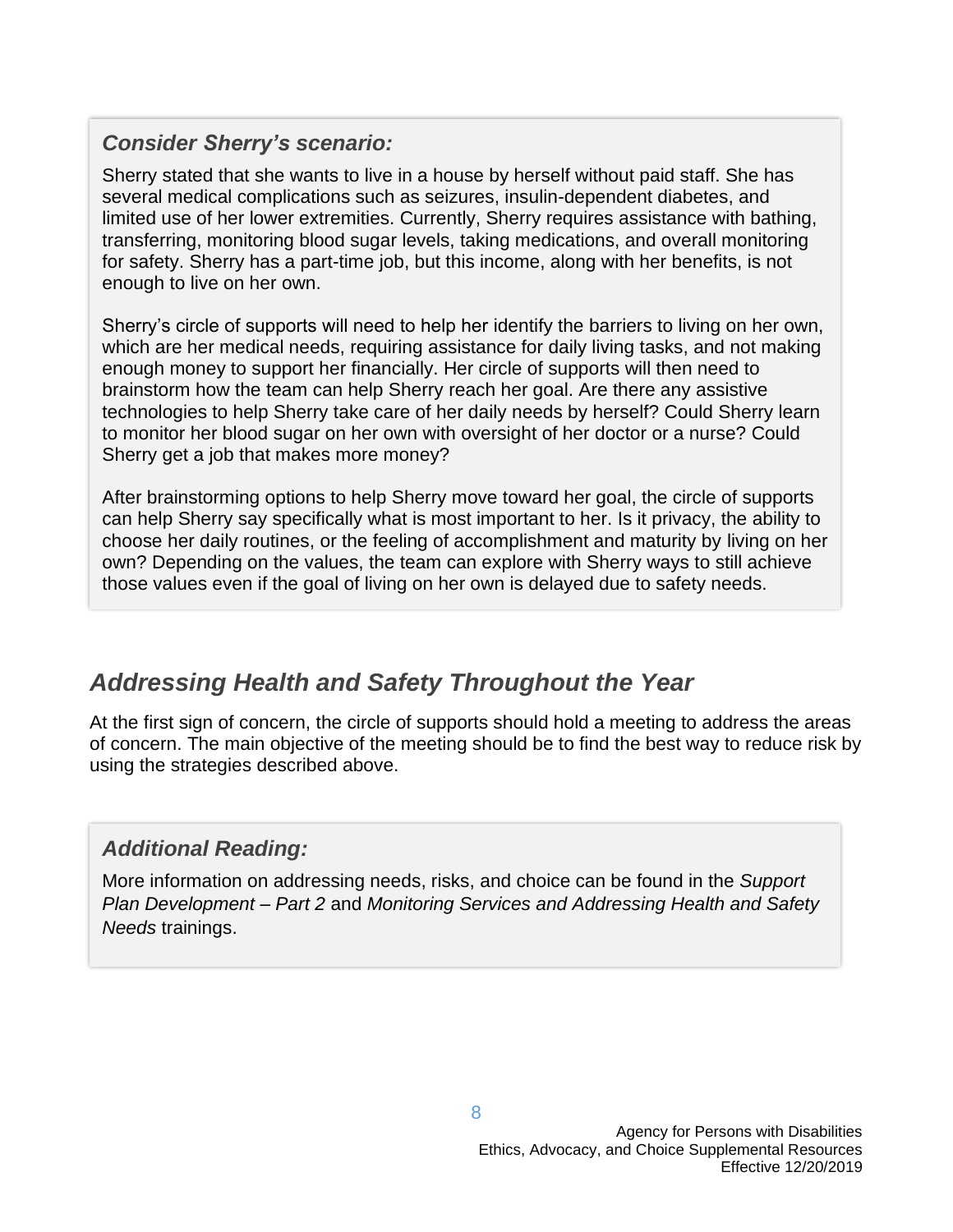### *Consider Sherry's scenario:*

Sherry stated that she wants to live in a house by herself without paid staff. She has several medical complications such as seizures, insulin-dependent diabetes, and limited use of her lower extremities. Currently, Sherry requires assistance with bathing, transferring, monitoring blood sugar levels, taking medications, and overall monitoring for safety. Sherry has a part-time job, but this income, along with her benefits, is not enough to live on her own.

Sherry's circle of supports will need to help her identify the barriers to living on her own, which are her medical needs, requiring assistance for daily living tasks, and not making enough money to support her financially. Her circle of supports will then need to brainstorm how the team can help Sherry reach her goal. Are there any assistive technologies to help Sherry take care of her daily needs by herself? Could Sherry learn to monitor her blood sugar on her own with oversight of her doctor or a nurse? Could Sherry get a job that makes more money?

After brainstorming options to help Sherry move toward her goal, the circle of supports can help Sherry say specifically what is most important to her. Is it privacy, the ability to choose her daily routines, or the feeling of accomplishment and maturity by living on her own? Depending on the values, the team can explore with Sherry ways to still achieve those values even if the goal of living on her own is delayed due to safety needs.

## *Addressing Health and Safety Throughout the Year*

At the first sign of concern, the circle of supports should hold a meeting to address the areas of concern. The main objective of the meeting should be to find the best way to reduce risk by using the strategies described above.

### *Additional Reading:*

More information on addressing needs, risks, and choice can be found in the *Support Plan Development – Part 2* and *Monitoring Services and Addressing Health and Safety Needs* trainings.